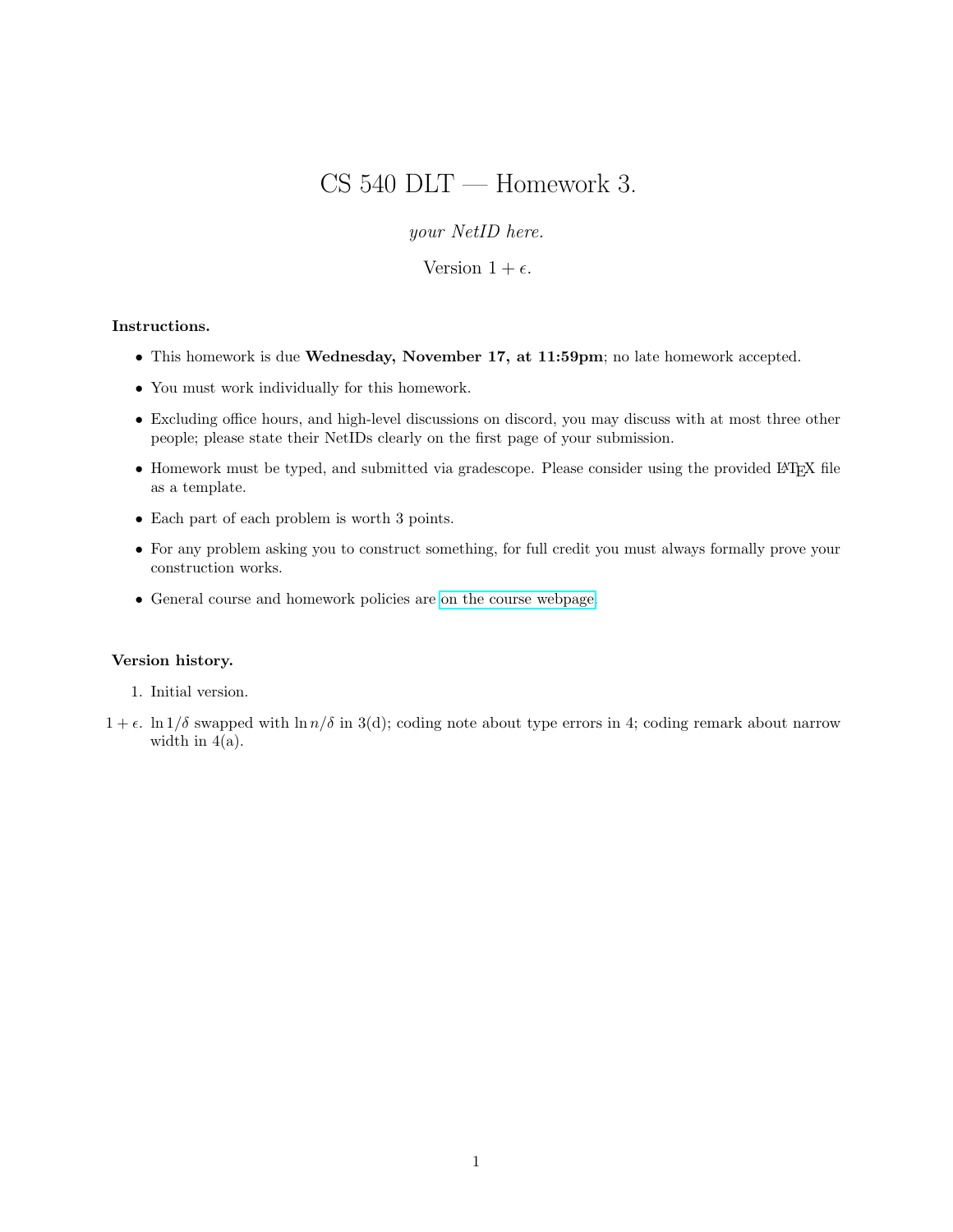# CS 540 DLT — Homework 3.

*your NetID here.*

Version $1 + \epsilon$.

**Instructions.**

- This homework is due **Wednesday, November 17, at 11:59pm**; no late homework accepted.
- You must work individually for this homework.
- Excluding office hours, and high-level discussions on discord, you may discuss with at most three other people; please state their NetIDs clearly on the first page of your submission.
- Homework must be typed, and submitted via gradescope. Please consider using the provided LaTeX file as a template.
- Each part of each problem is worth 3 points.
- For any problem asking you to construct something, for full credit you must always formally prove your construction works.
- General course and homework policies are on the course webpage.

**Version history.**

1. Initial version.

$1 + \epsilon$. $\ln 1/\delta$ swapped with $\ln n/\delta$ in 3(d); coding note about type errors in 4; coding remark about narrow width in 4(a).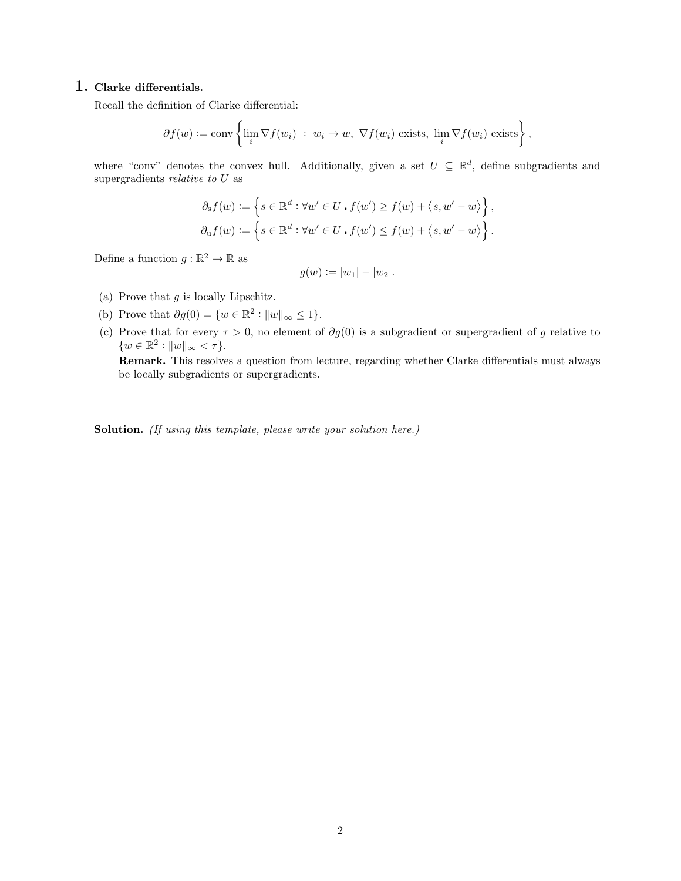## 1. Clarke differentials.

Recall the definition of Clarke differential:

$$\partial f(w) := \text{conv}\left\{ \lim_i \nabla f(w_i) \;:\; w_i \to w,\ \nabla f(w_i) \text{ exists},\ \lim_i \nabla f(w_i) \text{ exists} \right\},$$

where "conv" denotes the convex hull. Additionally, given a set $U \subseteq \mathbb{R}^d$, define subgradients and supergradients *relative to* $U$ as

$$\partial_{\mathrm{s}} f(w) := \left\{ s \in \mathbb{R}^d : \forall w' \in U \centerdot f(w') \geq f(w) + \left\langle s, w' - w \right\rangle \right\},$$

$$\partial_{\mathrm{u}} f(w) := \left\{ s \in \mathbb{R}^d : \forall w' \in U \centerdot f(w') \leq f(w) + \left\langle s, w' - w \right\rangle \right\}.$$

Define a function $g : \mathbb{R}^2 \to \mathbb{R}$ as

$$g(w) := |w_1| - |w_2|.$$

(a) Prove that $g$ is locally Lipschitz.

(b) Prove that $\partial g(0) = \{w \in \mathbb{R}^2 : \|w\|_\infty \leq 1\}$.

(c) Prove that for every $\tau > 0$, no element of $\partial g(0)$ is a subgradient or supergradient of $g$ relative to $\{w \in \mathbb{R}^2 : \|w\|_\infty < \tau\}$.

**Remark.** This resolves a question from lecture, regarding whether Clarke differentials must always be locally subgradients or supergradients.

**Solution.** *(If using this template, please write your solution here.)*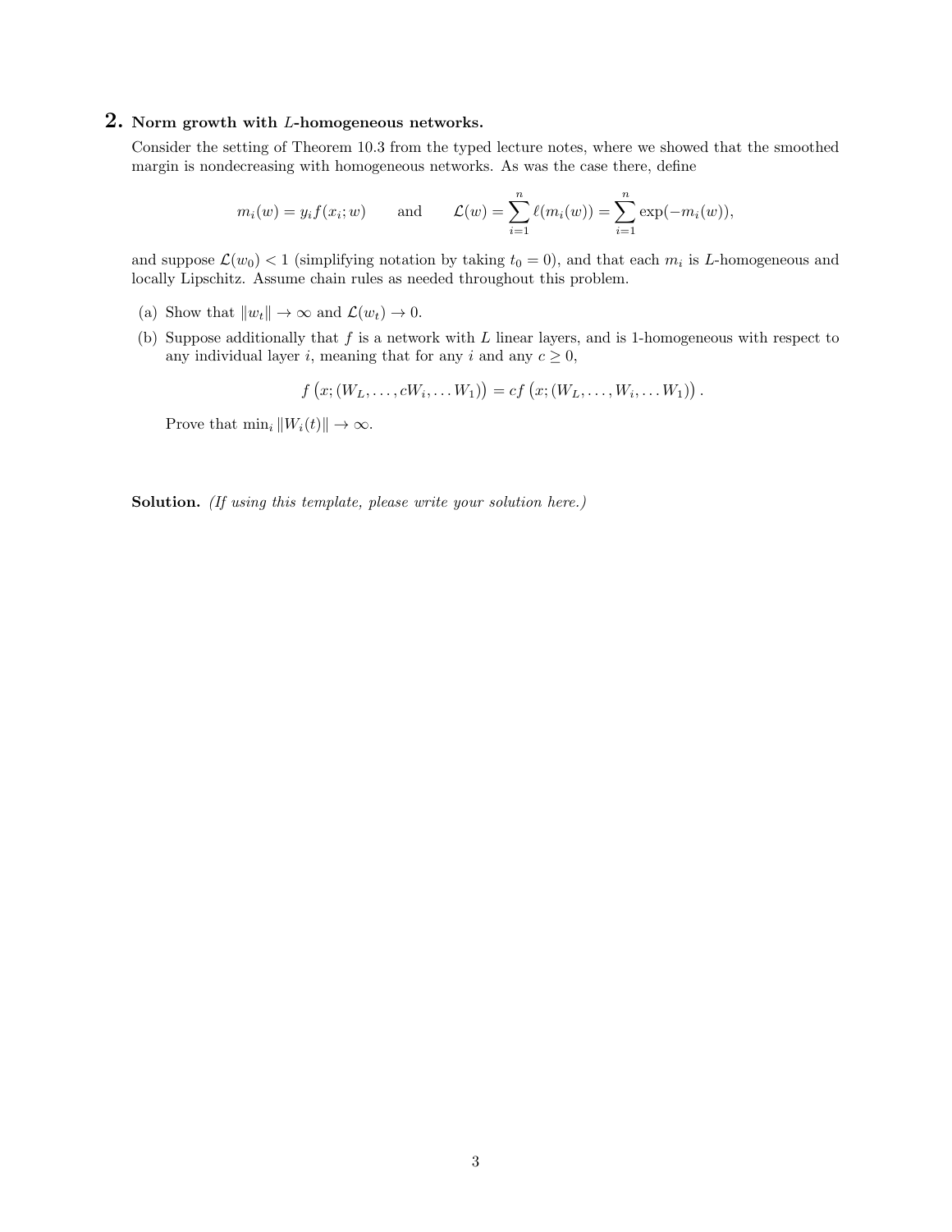## 2. Norm growth with $L$-homogeneous networks.

Consider the setting of Theorem 10.3 from the typed lecture notes, where we showed that the smoothed margin is nondecreasing with homogeneous networks. As was the case there, define

$$m_i(w) = y_i f(x_i; w) \qquad \text{and} \qquad \mathcal{L}(w) = \sum_{i=1}^{n} \ell(m_i(w)) = \sum_{i=1}^{n} \exp(-m_i(w)),$$

and suppose $\mathcal{L}(w_0) < 1$ (simplifying notation by taking $t_0 = 0$), and that each $m_i$ is $L$-homogeneous and locally Lipschitz. Assume chain rules as needed throughout this problem.

(a) Show that $\|w_t\| \to \infty$ and $\mathcal{L}(w_t) \to 0$.

(b) Suppose additionally that $f$ is a network with $L$ linear layers, and is 1-homogeneous with respect to any individual layer $i$, meaning that for any $i$ and any $c \geq 0$,

$$f\left(x; (W_L, \ldots, cW_i, \ldots W_1)\right) = cf\left(x; (W_L, \ldots, W_i, \ldots W_1)\right).$$

Prove that $\min_i \|W_i(t)\| \to \infty$.

**Solution.** *(If using this template, please write your solution here.)*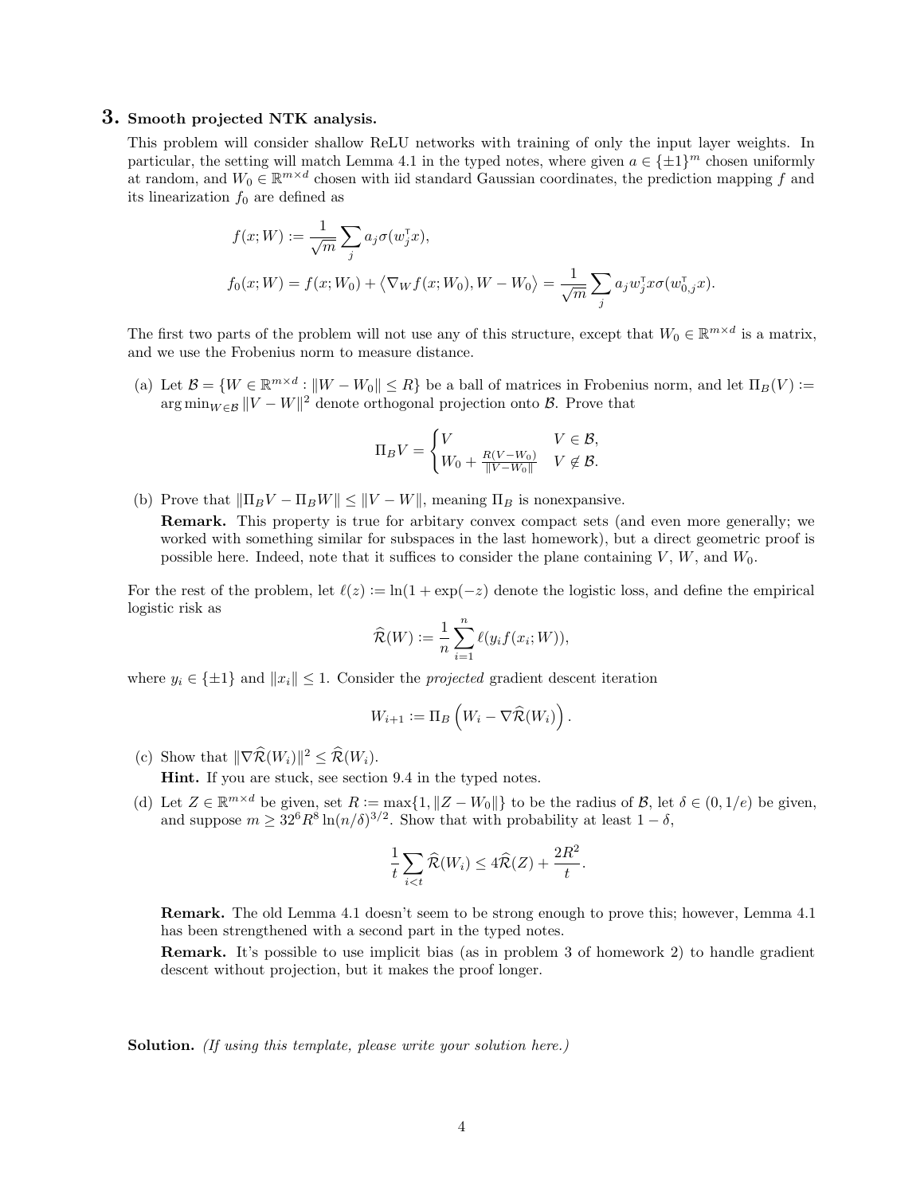## 3. Smooth projected NTK analysis.

This problem will consider shallow ReLU networks with training of only the input layer weights. In particular, the setting will match Lemma 4.1 in the typed notes, where given $a \in \{\pm 1\}^m$ chosen uniformly at random, and $W_0 \in \mathbb{R}^{m \times d}$ chosen with iid standard Gaussian coordinates, the prediction mapping $f$ and its linearization $f_0$ are defined as

$$f(x; W) := \frac{1}{\sqrt{m}} \sum_j a_j \sigma(w_j^\intercal x),$$

$$f_0(x; W) = f(x; W_0) + \left\langle \nabla_W f(x; W_0), W - W_0 \right\rangle = \frac{1}{\sqrt{m}} \sum_j a_j w_j^\intercal x \sigma(w_{0,j}^\intercal x).$$

The first two parts of the problem will not use any of this structure, except that $W_0 \in \mathbb{R}^{m \times d}$ is a matrix, and we use the Frobenius norm to measure distance.

(a) Let $\mathcal{B} = \{W \in \mathbb{R}^{m \times d} : \|W - W_0\| \leq R\}$ be a ball of matrices in Frobenius norm, and let $\Pi_B(V) := \arg\min_{W \in \mathcal{B}} \|V - W\|^2$ denote orthogonal projection onto $\mathcal{B}$. Prove that

$$\Pi_B V = \begin{cases} V & V \in \mathcal{B}, \\ W_0 + \frac{R(V - W_0)}{\|V - W_0\|} & V \notin \mathcal{B}. \end{cases}$$

(b) Prove that $\|\Pi_B V - \Pi_B W\| \leq \|V - W\|$, meaning $\Pi_B$ is nonexpansive.

**Remark.** This property is true for arbitary convex compact sets (and even more generally; we worked with something similar for subspaces in the last homework), but a direct geometric proof is possible here. Indeed, note that it suffices to consider the plane containing $V$, $W$, and $W_0$.

For the rest of the problem, let $\ell(z) := \ln(1 + \exp(-z)$ denote the logistic loss, and define the empirical logistic risk as

$$\widehat{\mathcal{R}}(W) := \frac{1}{n} \sum_{i=1}^{n} \ell(y_i f(x_i; W)),$$

where $y_i \in \{\pm 1\}$ and $\|x_i\| \leq 1$. Consider the *projected* gradient descent iteration

$$W_{i+1} := \Pi_B \left( W_i - \nabla \widehat{\mathcal{R}}(W_i) \right).$$

(c) Show that $\|\nabla \widehat{\mathcal{R}}(W_i)\|^2 \leq \widehat{\mathcal{R}}(W_i)$.

**Hint.** If you are stuck, see section 9.4 in the typed notes.

(d) Let $Z \in \mathbb{R}^{m \times d}$ be given, set $R := \max\{1, \|Z - W_0\|\}$ to be the radius of $\mathcal{B}$, let $\delta \in (0, 1/e)$ be given, and suppose $m \geq 32^6 R^8 \ln(n/\delta)^{3/2}$. Show that with probability at least $1 - \delta$,

$$\frac{1}{t} \sum_{i<t} \widehat{\mathcal{R}}(W_i) \leq 4\widehat{\mathcal{R}}(Z) + \frac{2R^2}{t}.$$

**Remark.** The old Lemma 4.1 doesn't seem to be strong enough to prove this; however, Lemma 4.1 has been strengthened with a second part in the typed notes.

**Remark.** It's possible to use implicit bias (as in problem 3 of homework 2) to handle gradient descent without projection, but it makes the proof longer.

**Solution.** *(If using this template, please write your solution here.)*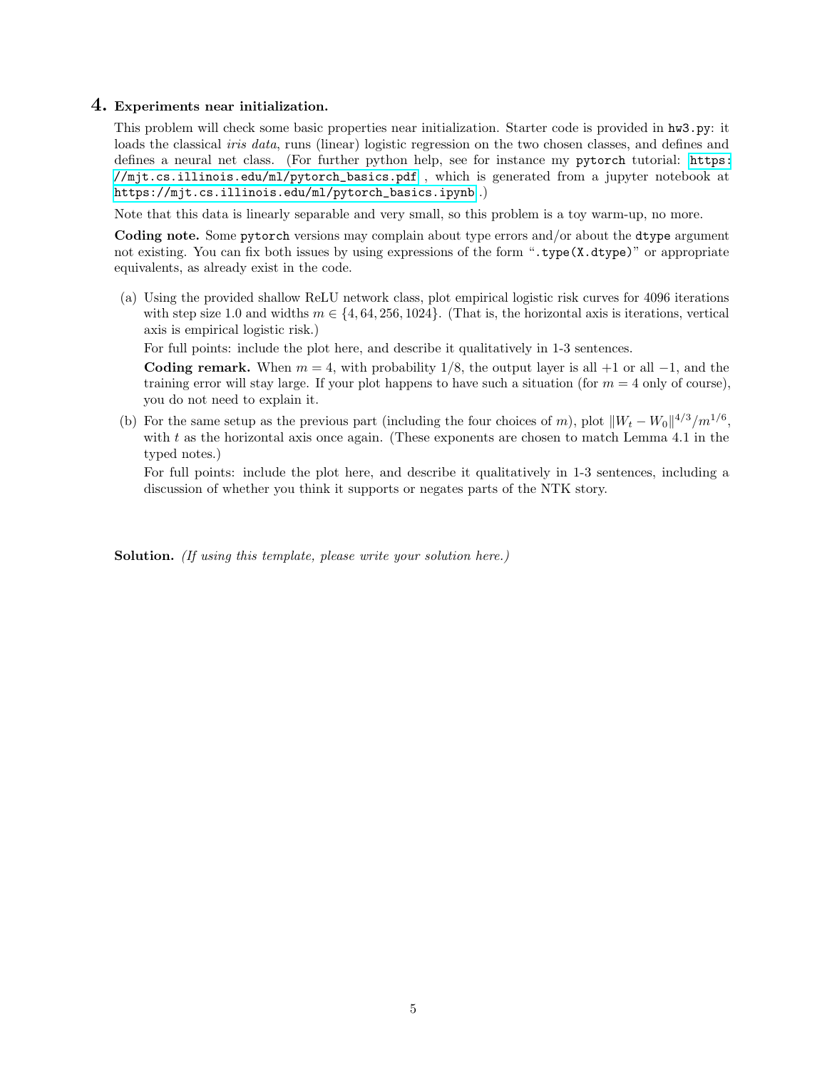## 4. Experiments near initialization.

This problem will check some basic properties near initialization. Starter code is provided in `hw3.py`: it loads the classical *iris data*, runs (linear) logistic regression on the two chosen classes, and defines and defines a neural net class. (For further python help, see for instance my `pytorch` tutorial: https://mjt.cs.illinois.edu/ml/pytorch_basics.pdf , which is generated from a jupyter notebook at https://mjt.cs.illinois.edu/ml/pytorch_basics.ipynb.)

Note that this data is linearly separable and very small, so this problem is a toy warm-up, no more.

**Coding note.** Some `pytorch` versions may complain about type errors and/or about the `dtype` argument not existing. You can fix both issues by using expressions of the form "`.type(X.dtype)`" or appropriate equivalents, as already exist in the code.

(a) Using the provided shallow ReLU network class, plot empirical logistic risk curves for 4096 iterations with step size 1.0 and widths $m \in \{4, 64, 256, 1024\}$. (That is, the horizontal axis is iterations, vertical axis is empirical logistic risk.)

For full points: include the plot here, and describe it qualitatively in 1-3 sentences.

**Coding remark.** When $m = 4$, with probability $1/8$, the output layer is all $+1$ or all $-1$, and the training error will stay large. If your plot happens to have such a situation (for $m = 4$ only of course), you do not need to explain it.

(b) For the same setup as the previous part (including the four choices of $m$), plot $\|W_t - W_0\|^{4/3}/m^{1/6}$, with $t$ as the horizontal axis once again. (These exponents are chosen to match Lemma 4.1 in the typed notes.)

For full points: include the plot here, and describe it qualitatively in 1-3 sentences, including a discussion of whether you think it supports or negates parts of the NTK story.

**Solution.** *(If using this template, please write your solution here.)*